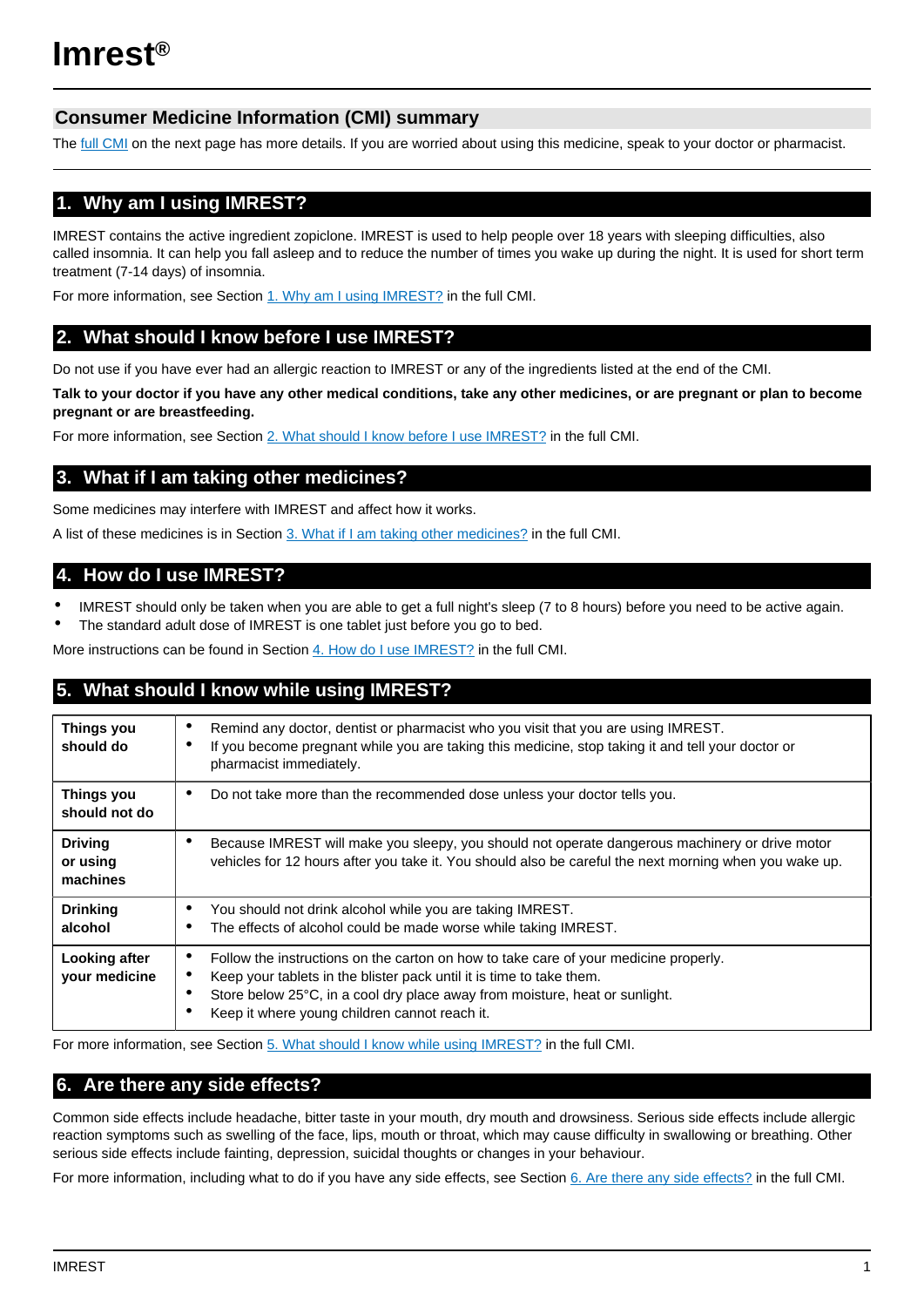# Imrest®

## Consumer Medicine Information (CMI) summary

The full CMI on the next page has more details. If you are worried about using this medicine, speak to your doctor or pharmacist.

## 1. Why am I using IMREST?

IMREST contains the active ingredient zopiclone. IMREST is used to help people over 18 years with sleeping difficulties, also called insomnia. It can help you fall asleep and to reduce the number of times you wake up during the night. It is used for short term treatment (7-14 days) of insomnia.

For more information, see Section 1. Why am I using IMREST? in the full CMI.

## 2. What should I know before I use IMREST?

Do not use if you have ever had an allergic reaction to IMREST or any of the ingredients listed at the end of the CMI.

**Talk to your doctor if you have any other medical conditions, take any other medicines, or are pregnant or plan to become pregnant or are breastfeeding.**

For more information, see Section 2. What should I know before I use IMREST? in the full CMI.

## 3. What if I am taking other medicines?

Some medicines may interfere with IMREST and affect how it works.

A list of these medicines is in Section 3. What if I am taking other medicines? in the full CMI.

## 4. How do I use IMREST?

- IMREST should only be taken when you are able to get a full night's sleep (7 to 8 hours) before you need to be active again.
- The standard adult dose of IMREST is one tablet just before you go to bed.

More instructions can be found in Section 4. How do I use IMREST? in the full CMI.

## 5. What should I know while using IMREST?

| | |
|---|---|
| **Things you should do** | • Remind any doctor, dentist or pharmacist who you visit that you are using IMREST.<br>• If you become pregnant while you are taking this medicine, stop taking it and tell your doctor or pharmacist immediately. |
| **Things you should not do** | • Do not take more than the recommended dose unless your doctor tells you. |
| **Driving or using machines** | • Because IMREST will make you sleepy, you should not operate dangerous machinery or drive motor vehicles for 12 hours after you take it. You should also be careful the next morning when you wake up. |
| **Drinking alcohol** | • You should not drink alcohol while you are taking IMREST.<br>• The effects of alcohol could be made worse while taking IMREST. |
| **Looking after your medicine** | • Follow the instructions on the carton on how to take care of your medicine properly.<br>• Keep your tablets in the blister pack until it is time to take them.<br>• Store below 25°C, in a cool dry place away from moisture, heat or sunlight.<br>• Keep it where young children cannot reach it. |

For more information, see Section 5. What should I know while using IMREST? in the full CMI.

## 6. Are there any side effects?

Common side effects include headache, bitter taste in your mouth, dry mouth and drowsiness. Serious side effects include allergic reaction symptoms such as swelling of the face, lips, mouth or throat, which may cause difficulty in swallowing or breathing. Other serious side effects include fainting, depression, suicidal thoughts or changes in your behaviour.

For more information, including what to do if you have any side effects, see Section 6. Are there any side effects? in the full CMI.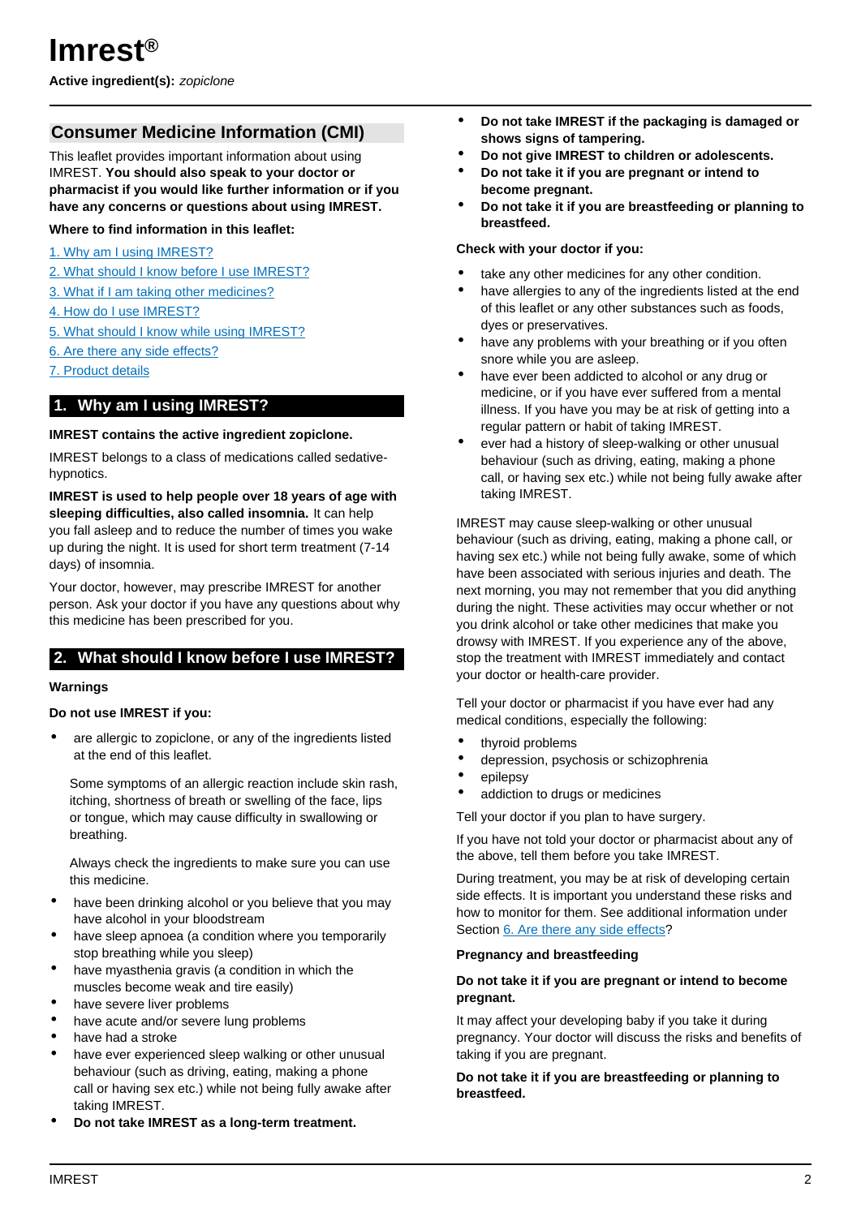# Imrest®

**Active ingredient(s):** *zopiclone*

## Consumer Medicine Information (CMI)

This leaflet provides important information about using IMREST. **You should also speak to your doctor or pharmacist if you would like further information or if you have any concerns or questions about using IMREST.**

**Where to find information in this leaflet:**

1. Why am I using IMREST?
2. What should I know before I use IMREST?
3. What if I am taking other medicines?
4. How do I use IMREST?
5. What should I know while using IMREST?
6. Are there any side effects?
7. Product details

## 1. Why am I using IMREST?

**IMREST contains the active ingredient zopiclone.**

IMREST belongs to a class of medications called sedative-hypnotics.

**IMREST is used to help people over 18 years of age with sleeping difficulties, also called insomnia.** It can help you fall asleep and to reduce the number of times you wake up during the night. It is used for short term treatment (7-14 days) of insomnia.

Your doctor, however, may prescribe IMREST for another person. Ask your doctor if you have any questions about why this medicine has been prescribed for you.

## 2. What should I know before I use IMREST?

**Warnings**

**Do not use IMREST if you:**

- are allergic to zopiclone, or any of the ingredients listed at the end of this leaflet.

  Some symptoms of an allergic reaction include skin rash, itching, shortness of breath or swelling of the face, lips or tongue, which may cause difficulty in swallowing or breathing.

  Always check the ingredients to make sure you can use this medicine.
- have been drinking alcohol or you believe that you may have alcohol in your bloodstream
- have sleep apnoea (a condition where you temporarily stop breathing while you sleep)
- have myasthenia gravis (a condition in which the muscles become weak and tire easily)
- have severe liver problems
- have acute and/or severe lung problems
- have had a stroke
- have ever experienced sleep walking or other unusual behaviour (such as driving, eating, making a phone call or having sex etc.) while not being fully awake after taking IMREST.
- **Do not take IMREST as a long-term treatment.**
- **Do not take IMREST if the packaging is damaged or shows signs of tampering.**
- **Do not give IMREST to children or adolescents.**
- **Do not take it if you are pregnant or intend to become pregnant.**
- **Do not take it if you are breastfeeding or planning to breastfeed.**

**Check with your doctor if you:**

- take any other medicines for any other condition.
- have allergies to any of the ingredients listed at the end of this leaflet or any other substances such as foods, dyes or preservatives.
- have any problems with your breathing or if you often snore while you are asleep.
- have ever been addicted to alcohol or any drug or medicine, or if you have ever suffered from a mental illness. If you have you may be at risk of getting into a regular pattern or habit of taking IMREST.
- ever had a history of sleep-walking or other unusual behaviour (such as driving, eating, making a phone call, or having sex etc.) while not being fully awake after taking IMREST.

IMREST may cause sleep-walking or other unusual behaviour (such as driving, eating, making a phone call, or having sex etc.) while not being fully awake, some of which have been associated with serious injuries and death. The next morning, you may not remember that you did anything during the night. These activities may occur whether or not you drink alcohol or take other medicines that make you drowsy with IMREST. If you experience any of the above, stop the treatment with IMREST immediately and contact your doctor or health-care provider.

Tell your doctor or pharmacist if you have ever had any medical conditions, especially the following:

- thyroid problems
- depression, psychosis or schizophrenia
- epilepsy
- addiction to drugs or medicines

Tell your doctor if you plan to have surgery.

If you have not told your doctor or pharmacist about any of the above, tell them before you take IMREST.

During treatment, you may be at risk of developing certain side effects. It is important you understand these risks and how to monitor for them. See additional information under Section 6. Are there any side effects?

**Pregnancy and breastfeeding**

**Do not take it if you are pregnant or intend to become pregnant.**

It may affect your developing baby if you take it during pregnancy. Your doctor will discuss the risks and benefits of taking it if you are pregnant.

**Do not take it if you are breastfeeding or planning to breastfeed.**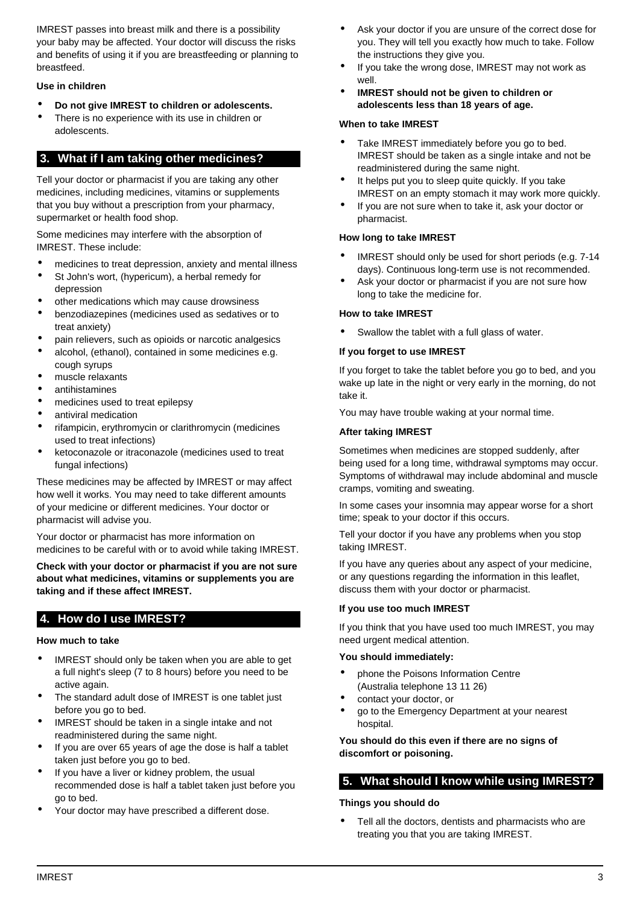IMREST passes into breast milk and there is a possibility your baby may be affected. Your doctor will discuss the risks and benefits of using it if you are breastfeeding or planning to breastfeed.

**Use in children**

- **Do not give IMREST to children or adolescents.**
- There is no experience with its use in children or adolescents.

## 3. What if I am taking other medicines?

Tell your doctor or pharmacist if you are taking any other medicines, including medicines, vitamins or supplements that you buy without a prescription from your pharmacy, supermarket or health food shop.

Some medicines may interfere with the absorption of IMREST. These include:

- medicines to treat depression, anxiety and mental illness
- St John's wort, (hypericum), a herbal remedy for depression
- other medications which may cause drowsiness
- benzodiazepines (medicines used as sedatives or to treat anxiety)
- pain relievers, such as opioids or narcotic analgesics
- alcohol, (ethanol), contained in some medicines e.g. cough syrups
- muscle relaxants
- antihistamines
- medicines used to treat epilepsy
- antiviral medication
- rifampicin, erythromycin or clarithromycin (medicines used to treat infections)
- ketoconazole or itraconazole (medicines used to treat fungal infections)

These medicines may be affected by IMREST or may affect how well it works. You may need to take different amounts of your medicine or different medicines. Your doctor or pharmacist will advise you.

Your doctor or pharmacist has more information on medicines to be careful with or to avoid while taking IMREST.

**Check with your doctor or pharmacist if you are not sure about what medicines, vitamins or supplements you are taking and if these affect IMREST.**

## 4. How do I use IMREST?

**How much to take**

- IMREST should only be taken when you are able to get a full night's sleep (7 to 8 hours) before you need to be active again.
- The standard adult dose of IMREST is one tablet just before you go to bed.
- IMREST should be taken in a single intake and not readministered during the same night.
- If you are over 65 years of age the dose is half a tablet taken just before you go to bed.
- If you have a liver or kidney problem, the usual recommended dose is half a tablet taken just before you go to bed.
- Your doctor may have prescribed a different dose.
- Ask your doctor if you are unsure of the correct dose for you. They will tell you exactly how much to take. Follow the instructions they give you.
- If you take the wrong dose, IMREST may not work as well.
- **IMREST should not be given to children or adolescents less than 18 years of age.**

**When to take IMREST**

- Take IMREST immediately before you go to bed. IMREST should be taken as a single intake and not be readministered during the same night.
- It helps put you to sleep quite quickly. If you take IMREST on an empty stomach it may work more quickly.
- If you are not sure when to take it, ask your doctor or pharmacist.

**How long to take IMREST**

- IMREST should only be used for short periods (e.g. 7-14 days). Continuous long-term use is not recommended.
- Ask your doctor or pharmacist if you are not sure how long to take the medicine for.

**How to take IMREST**

- Swallow the tablet with a full glass of water.

**If you forget to use IMREST**

If you forget to take the tablet before you go to bed, and you wake up late in the night or very early in the morning, do not take it.

You may have trouble waking at your normal time.

**After taking IMREST**

Sometimes when medicines are stopped suddenly, after being used for a long time, withdrawal symptoms may occur. Symptoms of withdrawal may include abdominal and muscle cramps, vomiting and sweating.

In some cases your insomnia may appear worse for a short time; speak to your doctor if this occurs.

Tell your doctor if you have any problems when you stop taking IMREST.

If you have any queries about any aspect of your medicine, or any questions regarding the information in this leaflet, discuss them with your doctor or pharmacist.

**If you use too much IMREST**

If you think that you have used too much IMREST, you may need urgent medical attention.

**You should immediately:**

- phone the Poisons Information Centre (Australia telephone 13 11 26)
- contact your doctor, or
- go to the Emergency Department at your nearest hospital.

**You should do this even if there are no signs of discomfort or poisoning.**

## 5. What should I know while using IMREST?

**Things you should do**

- Tell all the doctors, dentists and pharmacists who are treating you that you are taking IMREST.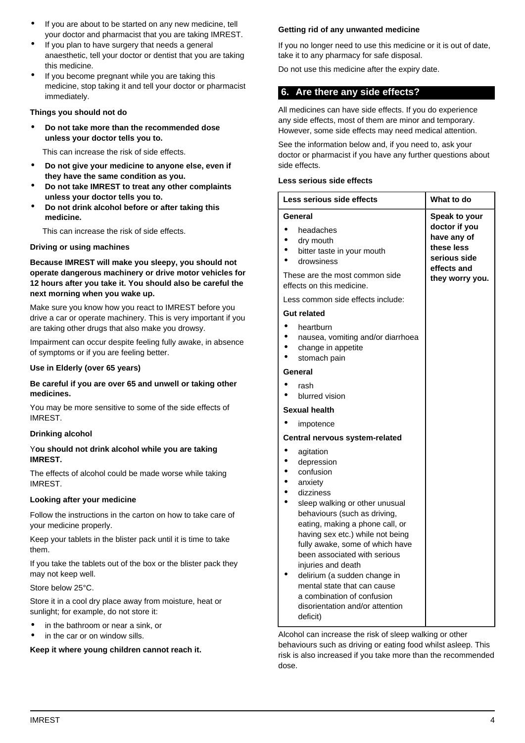- If you are about to be started on any new medicine, tell your doctor and pharmacist that you are taking IMREST.
- If you plan to have surgery that needs a general anaesthetic, tell your doctor or dentist that you are taking this medicine.
- If you become pregnant while you are taking this medicine, stop taking it and tell your doctor or pharmacist immediately.

#### Things you should not do

- **Do not take more than the recommended dose unless your doctor tells you to.**

  This can increase the risk of side effects.

- **Do not give your medicine to anyone else, even if they have the same condition as you.**
- **Do not take IMREST to treat any other complaints unless your doctor tells you to.**
- **Do not drink alcohol before or after taking this medicine.**

  This can increase the risk of side effects.

#### Driving or using machines

**Because IMREST will make you sleepy, you should not operate dangerous machinery or drive motor vehicles for 12 hours after you take it. You should also be careful the next morning when you wake up.**

Make sure you know how you react to IMREST before you drive a car or operate machinery. This is very important if you are taking other drugs that also make you drowsy.

Impairment can occur despite feeling fully awake, in absence of symptoms or if you are feeling better.

#### Use in Elderly (over 65 years)

**Be careful if you are over 65 and unwell or taking other medicines.**

You may be more sensitive to some of the side effects of IMREST.

#### Drinking alcohol

**You should not drink alcohol while you are taking IMREST.**

The effects of alcohol could be made worse while taking IMREST.

#### Looking after your medicine

Follow the instructions in the carton on how to take care of your medicine properly.

Keep your tablets in the blister pack until it is time to take them.

If you take the tablets out of the box or the blister pack they may not keep well.

Store below 25°C.

Store it in a cool dry place away from moisture, heat or sunlight; for example, do not store it:

- in the bathroom or near a sink, or
- in the car or on window sills.

**Keep it where young children cannot reach it.**

#### Getting rid of any unwanted medicine

If you no longer need to use this medicine or it is out of date, take it to any pharmacy for safe disposal.

Do not use this medicine after the expiry date.

## 6. Are there any side effects?

All medicines can have side effects. If you do experience any side effects, most of them are minor and temporary. However, some side effects may need medical attention.

See the information below and, if you need to, ask your doctor or pharmacist if you have any further questions about side effects.

#### Less serious side effects

| Less serious side effects | What to do |
| --- | --- |
| **General**<br>• headaches<br>• dry mouth<br>• bitter taste in your mouth<br>• drowsiness<br>These are the most common side effects on this medicine.<br>Less common side effects include:<br>**Gut related**<br>• heartburn<br>• nausea, vomiting and/or diarrhoea<br>• change in appetite<br>• stomach pain<br>**General**<br>• rash<br>• blurred vision<br>**Sexual health**<br>• impotence<br>**Central nervous system-related**<br>• agitation<br>• depression<br>• confusion<br>• anxiety<br>• dizziness<br>• sleep walking or other unusual behaviours (such as driving, eating, making a phone call, or having sex etc.) while not being fully awake, some of which have been associated with serious injuries and death<br>• delirium (a sudden change in mental state that can cause a combination of confusion disorientation and/or attention deficit) | **Speak to your doctor if you have any of these less serious side effects and they worry you.** |

Alcohol can increase the risk of sleep walking or other behaviours such as driving or eating food whilst asleep. This risk is also increased if you take more than the recommended dose.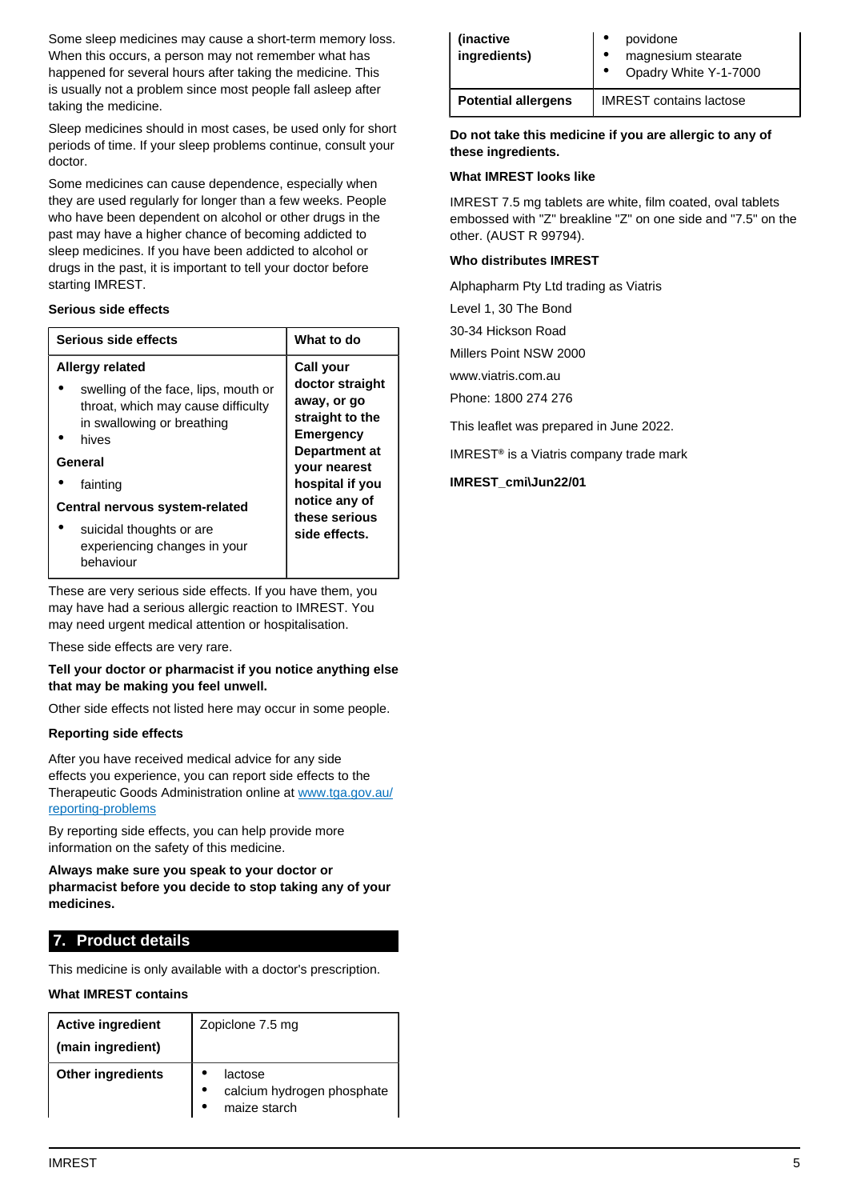Some sleep medicines may cause a short-term memory loss. When this occurs, a person may not remember what has happened for several hours after taking the medicine. This is usually not a problem since most people fall asleep after taking the medicine.

Sleep medicines should in most cases, be used only for short periods of time. If your sleep problems continue, consult your doctor.

Some medicines can cause dependence, especially when they are used regularly for longer than a few weeks. People who have been dependent on alcohol or other drugs in the past may have a higher chance of becoming addicted to sleep medicines. If you have been addicted to alcohol or drugs in the past, it is important to tell your doctor before starting IMREST.

**Serious side effects**

| Serious side effects | What to do |
|---|---|
| **Allergy related**<br>• swelling of the face, lips, mouth or throat, which may cause difficulty in swallowing or breathing<br>• hives<br>**General**<br>• fainting<br>**Central nervous system-related**<br>• suicidal thoughts or are experiencing changes in your behaviour | **Call your doctor straight away, or go straight to the Emergency Department at your nearest hospital if you notice any of these serious side effects.** |

These are very serious side effects. If you have them, you may have had a serious allergic reaction to IMREST. You may need urgent medical attention or hospitalisation.

These side effects are very rare.

**Tell your doctor or pharmacist if you notice anything else that may be making you feel unwell.**

Other side effects not listed here may occur in some people.

**Reporting side effects**

After you have received medical advice for any side effects you experience, you can report side effects to the Therapeutic Goods Administration online at www.tga.gov.au/reporting-problems

By reporting side effects, you can help provide more information on the safety of this medicine.

**Always make sure you speak to your doctor or pharmacist before you decide to stop taking any of your medicines.**

## 7. Product details

This medicine is only available with a doctor's prescription.

**What IMREST contains**

| | |
|---|---|
| **Active ingredient (main ingredient)** | Zopiclone 7.5 mg |
| **Other ingredients (inactive ingredients)** | • lactose<br>• calcium hydrogen phosphate<br>• maize starch<br>• povidone<br>• magnesium stearate<br>• Opadry White Y-1-7000 |
| **Potential allergens** | IMREST contains lactose |

**Do not take this medicine if you are allergic to any of these ingredients.**

**What IMREST looks like**

IMREST 7.5 mg tablets are white, film coated, oval tablets embossed with "Z" breakline "Z" on one side and "7.5" on the other. (AUST R 99794).

**Who distributes IMREST**

Alphapharm Pty Ltd trading as Viatris

Level 1, 30 The Bond

30-34 Hickson Road

Millers Point NSW 2000

www.viatris.com.au

Phone: 1800 274 276

This leaflet was prepared in June 2022.

IMREST® is a Viatris company trade mark

**IMREST_cmi\Jun22/01**